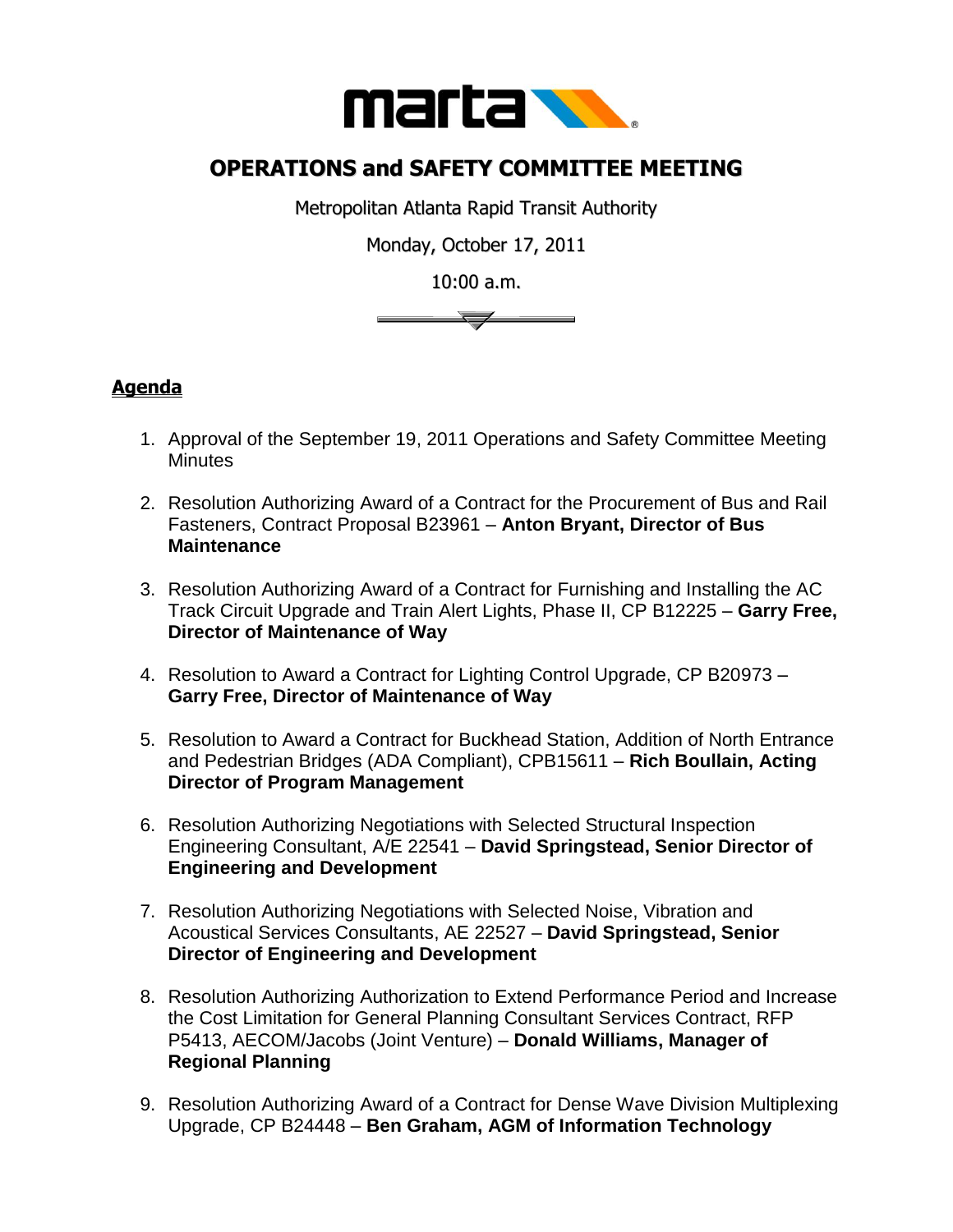# OPERATIONS and SAFETY COMMITTEE MEETING

Metropolitan Atlanta Rapid Transit Authority

Monday, October 17, 2011

10:00 a.m.

## Agenda

1. Approval of the September 19, 2011 Operations and Safety Committee Meeting Minutes

2. Resolution Authorizing Award of a Contract for the Procurement of Bus and Rail Fasteners, Contract Proposal B23961 – **Anton Bryant, Director of Bus Maintenance**

3. Resolution Authorizing Award of a Contract for Furnishing and Installing the AC Track Circuit Upgrade and Train Alert Lights, Phase II, CP B12225 – **Garry Free, Director of Maintenance of Way**

4. Resolution to Award a Contract for Lighting Control Upgrade, CP B20973 – **Garry Free, Director of Maintenance of Way**

5. Resolution to Award a Contract for Buckhead Station, Addition of North Entrance and Pedestrian Bridges (ADA Compliant), CPB15611 – **Rich Boullain, Acting Director of Program Management**

6. Resolution Authorizing Negotiations with Selected Structural Inspection Engineering Consultant, A/E 22541 – **David Springstead, Senior Director of Engineering and Development**

7. Resolution Authorizing Negotiations with Selected Noise, Vibration and Acoustical Services Consultants, AE 22527 – **David Springstead, Senior Director of Engineering and Development**

8. Resolution Authorizing Authorization to Extend Performance Period and Increase the Cost Limitation for General Planning Consultant Services Contract, RFP P5413, AECOM/Jacobs (Joint Venture) – **Donald Williams, Manager of Regional Planning**

9. Resolution Authorizing Award of a Contract for Dense Wave Division Multiplexing Upgrade, CP B24448 – **Ben Graham, AGM of Information Technology**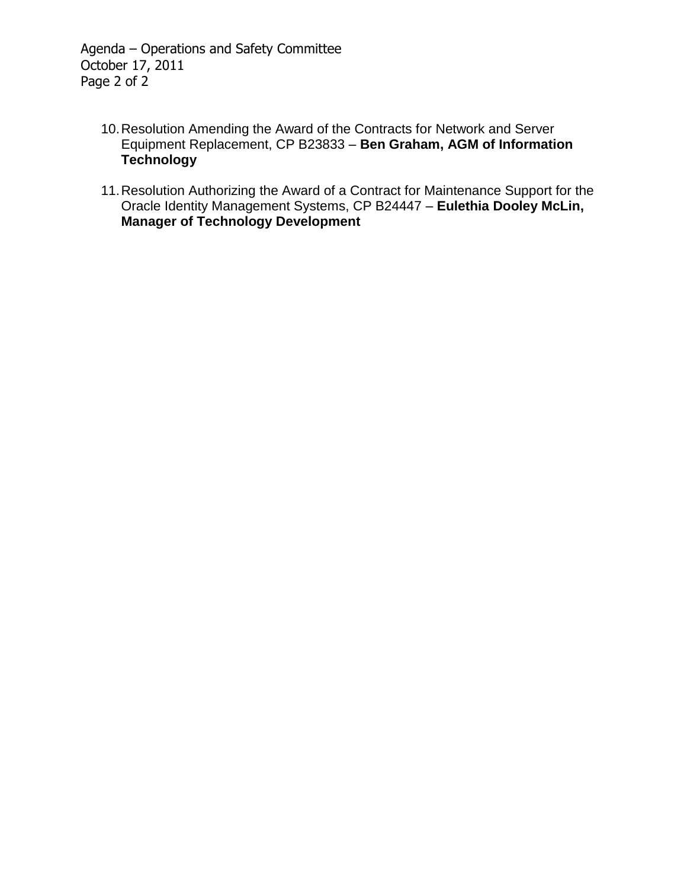10. Resolution Amending the Award of the Contracts for Network and Server Equipment Replacement, CP B23833 – **Ben Graham, AGM of Information Technology**

11. Resolution Authorizing the Award of a Contract for Maintenance Support for the Oracle Identity Management Systems, CP B24447 – **Eulethia Dooley McLin, Manager of Technology Development**